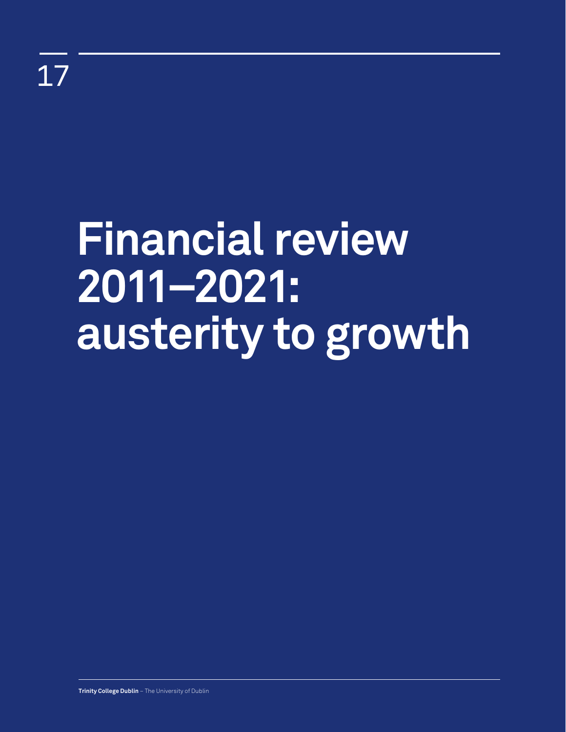17

# Financial review 2011–2021: austerity to growth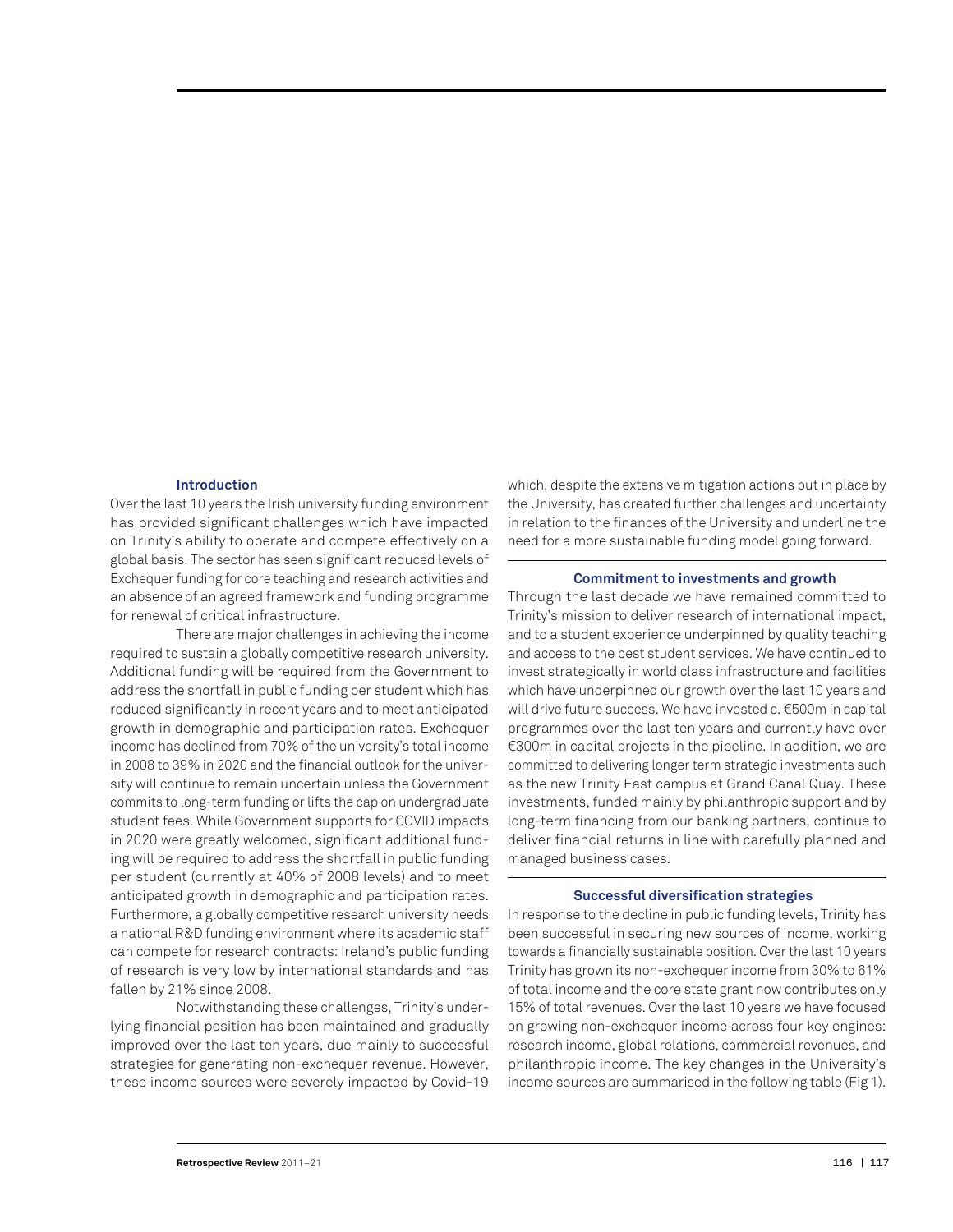## Introduction

Over the last 10 years the Irish university funding environment has provided significant challenges which have impacted on Trinity's ability to operate and compete effectively on a global basis. The sector has seen significant reduced levels of Exchequer funding for core teaching and research activities and an absence of an agreed framework and funding programme for renewal of critical infrastructure.

There are major challenges in achieving the income required to sustain a globally competitive research university. Additional funding will be required from the Government to address the shortfall in public funding per student which has reduced significantly in recent years and to meet anticipated growth in demographic and participation rates. Exchequer income has declined from 70% of the university's total income in 2008 to 39% in 2020 and the financial outlook for the university will continue to remain uncertain unless the Government commits to long-term funding or lifts the cap on undergraduate student fees. While Government supports for COVID impacts in 2020 were greatly welcomed, significant additional funding will be required to address the shortfall in public funding per student (currently at 40% of 2008 levels) and to meet anticipated growth in demographic and participation rates. Furthermore, a globally competitive research university needs a national R&D funding environment where its academic staff can compete for research contracts: Ireland's public funding of research is very low by international standards and has fallen by 21% since 2008.

Notwithstanding these challenges, Trinity's underlying financial position has been maintained and gradually improved over the last ten years, due mainly to successful strategies for generating non-exchequer revenue. However, these income sources were severely impacted by Covid-19 which, despite the extensive mitigation actions put in place by the University, has created further challenges and uncertainty in relation to the finances of the University and underline the need for a more sustainable funding model going forward.

## Commitment to investments and growth

Through the last decade we have remained committed to Trinity's mission to deliver research of international impact, and to a student experience underpinned by quality teaching and access to the best student services. We have continued to invest strategically in world class infrastructure and facilities which have underpinned our growth over the last 10 years and will drive future success. We have invested c. €500m in capital programmes over the last ten years and currently have over €300m in capital projects in the pipeline. In addition, we are committed to delivering longer term strategic investments such as the new Trinity East campus at Grand Canal Quay. These investments, funded mainly by philanthropic support and by long-term financing from our banking partners, continue to deliver financial returns in line with carefully planned and managed business cases.

## Successful diversification strategies

In response to the decline in public funding levels, Trinity has been successful in securing new sources of income, working towards a financially sustainable position. Over the last 10 years Trinity has grown its non-exchequer income from 30% to 61% of total income and the core state grant now contributes only 15% of total revenues. Over the last 10 years we have focused on growing non-exchequer income across four key engines: research income, global relations, commercial revenues, and philanthropic income. The key changes in the University's income sources are summarised in the following table (Fig 1).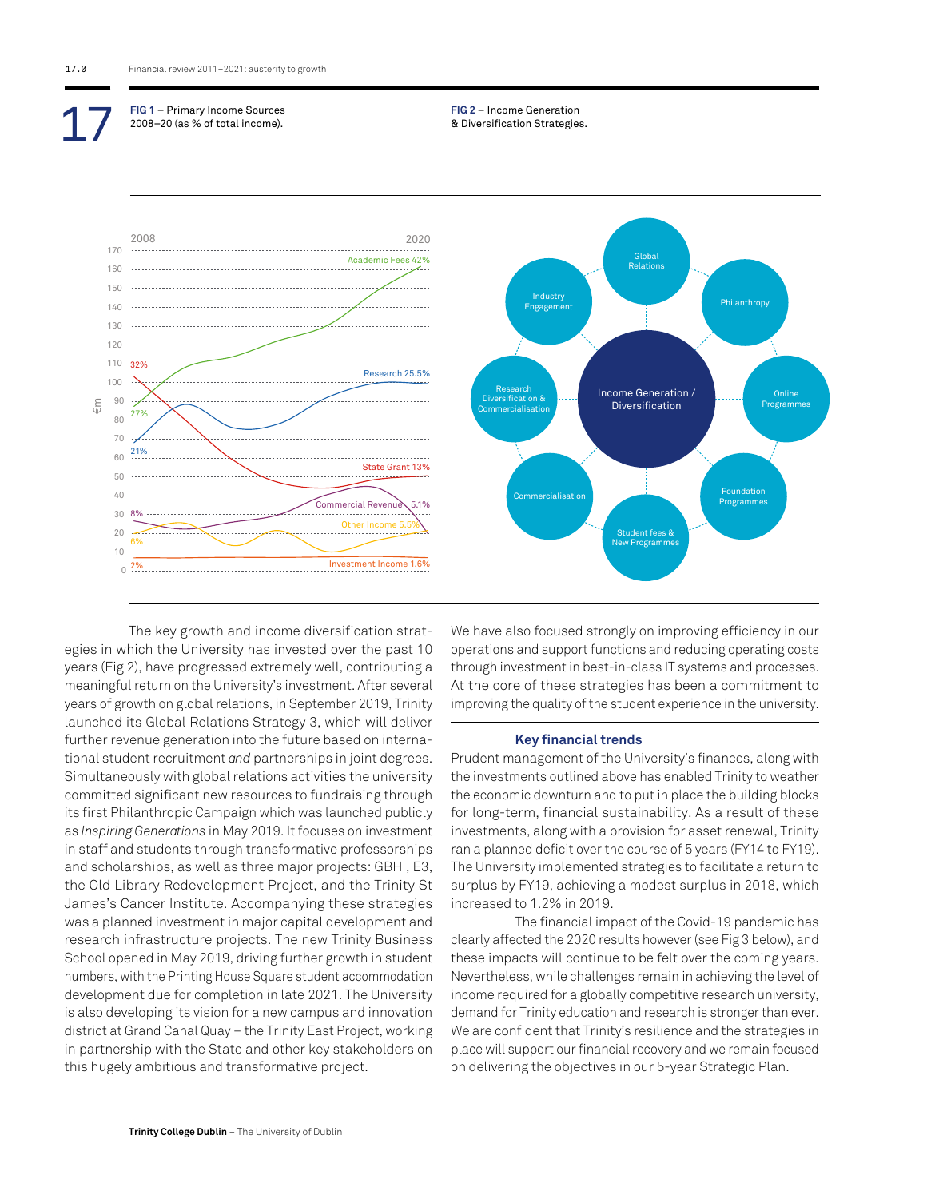**FIG 1** – Primary Income Sources 2008–20 (as % of total income).

**FIG 2** – Income Generation & Diversification Strategies.

The key growth and income diversification strategies in which the University has invested over the past 10 years (Fig 2), have progressed extremely well, contributing a meaningful return on the University's investment. After several years of growth on global relations, in September 2019, Trinity launched its Global Relations Strategy 3, which will deliver further revenue generation into the future based on international student recruitment *and* partnerships in joint degrees. Simultaneously with global relations activities the university committed significant new resources to fundraising through its first Philanthropic Campaign which was launched publicly as *Inspiring Generations* in May 2019. It focuses on investment in staff and students through transformative professorships and scholarships, as well as three major projects: GBHI, E3, the Old Library Redevelopment Project, and the Trinity St James's Cancer Institute. Accompanying these strategies was a planned investment in major capital development and research infrastructure projects. The new Trinity Business School opened in May 2019, driving further growth in student numbers, with the Printing House Square student accommodation development due for completion in late 2021. The University is also developing its vision for a new campus and innovation district at Grand Canal Quay – the Trinity East Project, working in partnership with the State and other key stakeholders on this hugely ambitious and transformative project.

We have also focused strongly on improving efficiency in our operations and support functions and reducing operating costs through investment in best-in-class IT systems and processes. At the core of these strategies has been a commitment to improving the quality of the student experience in the university.

### Key financial trends

Prudent management of the University's finances, along with the investments outlined above has enabled Trinity to weather the economic downturn and to put in place the building blocks for long-term, financial sustainability. As a result of these investments, along with a provision for asset renewal, Trinity ran a planned deficit over the course of 5 years (FY14 to FY19). The University implemented strategies to facilitate a return to surplus by FY19, achieving a modest surplus in 2018, which increased to 1.2% in 2019.

The financial impact of the Covid-19 pandemic has clearly affected the 2020 results however (see Fig 3 below), and these impacts will continue to be felt over the coming years. Nevertheless, while challenges remain in achieving the level of income required for a globally competitive research university, demand for Trinity education and research is stronger than ever. We are confident that Trinity's resilience and the strategies in place will support our financial recovery and we remain focused on delivering the objectives in our 5-year Strategic Plan.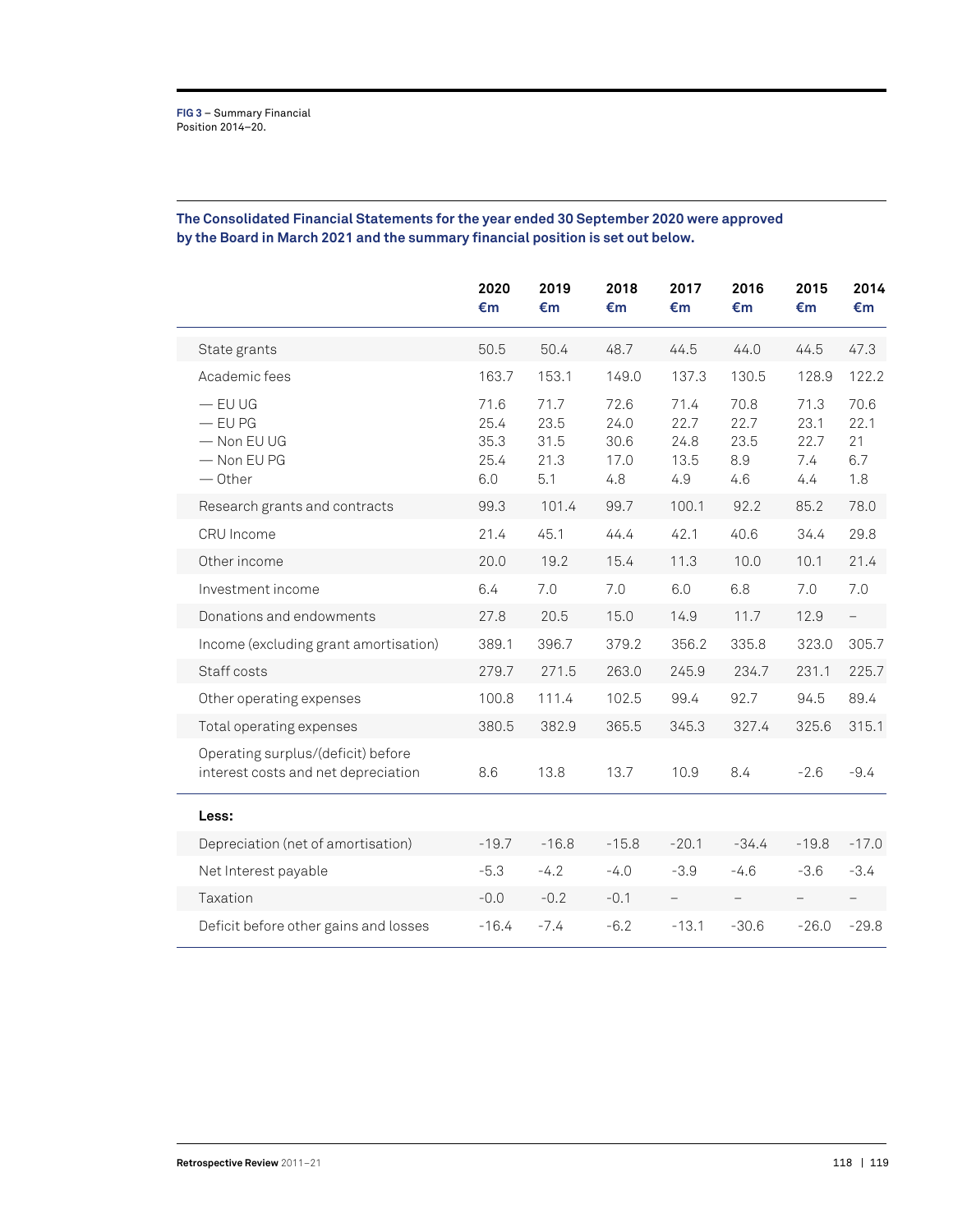**FIG 3** – Summary Financial Position 2014–20.

**The Consolidated Financial Statements for the year ended 30 September 2020 were approved by the Board in March 2021 and the summary financial position is set out below.**

| | 2020 €m | 2019 €m | 2018 €m | 2017 €m | 2016 €m | 2015 €m | 2014 €m |
|---|---|---|---|---|---|---|---|
| State grants | 50.5 | 50.4 | 48.7 | 44.5 | 44.0 | 44.5 | 47.3 |
| Academic fees | 163.7 | 153.1 | 149.0 | 137.3 | 130.5 | 128.9 | 122.2 |
| — EU UG | 71.6 | 71.7 | 72.6 | 71.4 | 70.8 | 71.3 | 70.6 |
| — EU PG | 25.4 | 23.5 | 24.0 | 22.7 | 22.7 | 23.1 | 22.1 |
| — Non EU UG | 35.3 | 31.5 | 30.6 | 24.8 | 23.5 | 22.7 | 21 |
| — Non EU PG | 25.4 | 21.3 | 17.0 | 13.5 | 8.9 | 7.4 | 6.7 |
| — Other | 6.0 | 5.1 | 4.8 | 4.9 | 4.6 | 4.4 | 1.8 |
| Research grants and contracts | 99.3 | 101.4 | 99.7 | 100.1 | 92.2 | 85.2 | 78.0 |
| CRU Income | 21.4 | 45.1 | 44.4 | 42.1 | 40.6 | 34.4 | 29.8 |
| Other income | 20.0 | 19.2 | 15.4 | 11.3 | 10.0 | 10.1 | 21.4 |
| Investment income | 6.4 | 7.0 | 7.0 | 6.0 | 6.8 | 7.0 | 7.0 |
| Donations and endowments | 27.8 | 20.5 | 15.0 | 14.9 | 11.7 | 12.9 | – |
| Income (excluding grant amortisation) | 389.1 | 396.7 | 379.2 | 356.2 | 335.8 | 323.0 | 305.7 |
| Staff costs | 279.7 | 271.5 | 263.0 | 245.9 | 234.7 | 231.1 | 225.7 |
| Other operating expenses | 100.8 | 111.4 | 102.5 | 99.4 | 92.7 | 94.5 | 89.4 |
| Total operating expenses | 380.5 | 382.9 | 365.5 | 345.3 | 327.4 | 325.6 | 315.1 |
| Operating surplus/(deficit) before interest costs and net depreciation | 8.6 | 13.8 | 13.7 | 10.9 | 8.4 | -2.6 | -9.4 |
| **Less:** | | | | | | | |
| Depreciation (net of amortisation) | -19.7 | -16.8 | -15.8 | -20.1 | -34.4 | -19.8 | -17.0 |
| Net Interest payable | -5.3 | -4.2 | -4.0 | -3.9 | -4.6 | -3.6 | -3.4 |
| Taxation | -0.0 | -0.2 | -0.1 | – | – | – | – |
| Deficit before other gains and losses | -16.4 | -7.4 | -6.2 | -13.1 | -30.6 | -26.0 | -29.8 |